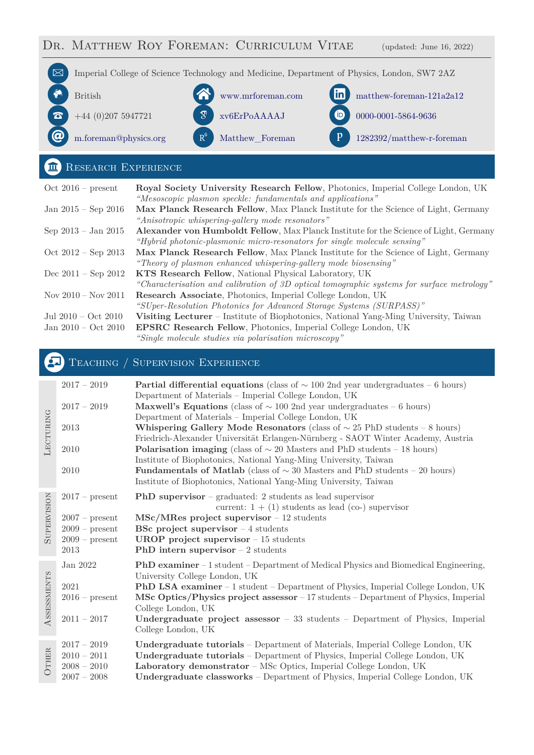# Dr. Matthew Roy Foreman: Curriculum Vitae

(updated: June 16, 2022)

Imperial College of Science Technology and Medicine, Department of Physics, London, SW7 2AZ

British | www.mrforeman.com | matthew-foreman-121a2a12

+44 (0)207 5947721 | xv6ErPoAAAAJ | 0000-0001-5864-9636

m.foreman@physics.org | Matthew_Foreman | 1282392/matthew-r-foreman

## Research Experience

| | |
|---|---|
| Oct 2016 – present | **Royal Society University Research Fellow**, Photonics, Imperial College London, UK<br>*"Mesoscopic plasmon speckle: fundamentals and applications"* |
| Jan 2015 – Sep 2016 | **Max Planck Research Fellow**, Max Planck Institute for the Science of Light, Germany<br>*"Anisotropic whispering-gallery mode resonators"* |
| Sep 2013 – Jan 2015 | **Alexander von Humboldt Fellow**, Max Planck Institute for the Science of Light, Germany<br>*"Hybrid photonic-plasmonic micro-resonators for single molecule sensing"* |
| Oct 2012 – Sep 2013 | **Max Planck Research Fellow**, Max Planck Institute for the Science of Light, Germany<br>*"Theory of plasmon enhanced whispering-gallery mode biosensing"* |
| Dec 2011 – Sep 2012 | **KTS Research Fellow**, National Physical Laboratory, UK<br>*"Characterisation and calibration of 3D optical tomographic systems for surface metrology"* |
| Nov 2010 – Nov 2011 | **Research Associate**, Photonics, Imperial College London, UK<br>*"SUper-Resolution Photonics for Advanced Storage Systems (SURPASS)"* |
| Jul 2010 – Oct 2010 | **Visiting Lecturer** – Institute of Biophotonics, National Yang-Ming University, Taiwan |
| Jan 2010 – Oct 2010 | **EPSRC Research Fellow**, Photonics, Imperial College London, UK<br>*"Single molecule studies via polarisation microscopy"* |

## Teaching / Supervision Experience

### Lecturing

| | |
|---|---|
| 2017 – 2019 | **Partial differential equations** (class of ~ 100 2nd year undergraduates – 6 hours)<br>Department of Materials – Imperial College London, UK |
| 2017 – 2019 | **Maxwell's Equations** (class of ~ 100 2nd year undergraduates – 6 hours)<br>Department of Materials – Imperial College London, UK |
| 2013 | **Whispering Gallery Mode Resonators** (class of ~ 25 PhD students – 8 hours)<br>Friedrich-Alexander Universität Erlangen-Nürnberg - SAOT Winter Academy, Austria |
| 2010 | **Polarisation imaging** (class of ~ 20 Masters and PhD students – 18 hours)<br>Institute of Biophotonics, National Yang-Ming University, Taiwan |
| 2010 | **Fundamentals of Matlab** (class of ~ 30 Masters and PhD students – 20 hours)<br>Institute of Biophotonics, National Yang-Ming University, Taiwan |

### Supervision

| | |
|---|---|
| 2017 – present | **PhD supervisor** – graduated: 2 students as lead supervisor<br>current: 1 + (1) students as lead (co-) supervisor |
| 2007 – present | **MSc/MRes project supervisor** – 12 students |
| 2009 – present | **BSc project supervisor** – 4 students |
| 2009 – present | **UROP project supervisor** – 15 students |
| 2013 | **PhD intern supervisor** – 2 students |

### Assessments

| | |
|---|---|
| Jan 2022 | **PhD examiner** – 1 student – Department of Medical Physics and Biomedical Engineering, University College London, UK |
| 2021 | **PhD LSA examiner** – 1 student – Department of Physics, Imperial College London, UK |
| 2016 – present | **MSc Optics/Physics project assessor** – 17 students – Department of Physics, Imperial College London, UK |
| 2011 – 2017 | **Undergraduate project assessor** – 33 students – Department of Physics, Imperial College London, UK |

### Other

| | |
|---|---|
| 2017 – 2019 | **Undergraduate tutorials** – Department of Materials, Imperial College London, UK |
| 2010 – 2011 | **Undergraduate tutorials** – Department of Physics, Imperial College London, UK |
| 2008 – 2010 | **Laboratory demonstrator** – MSc Optics, Imperial College London, UK |
| 2007 – 2008 | **Undergraduate classworks** – Department of Physics, Imperial College London, UK |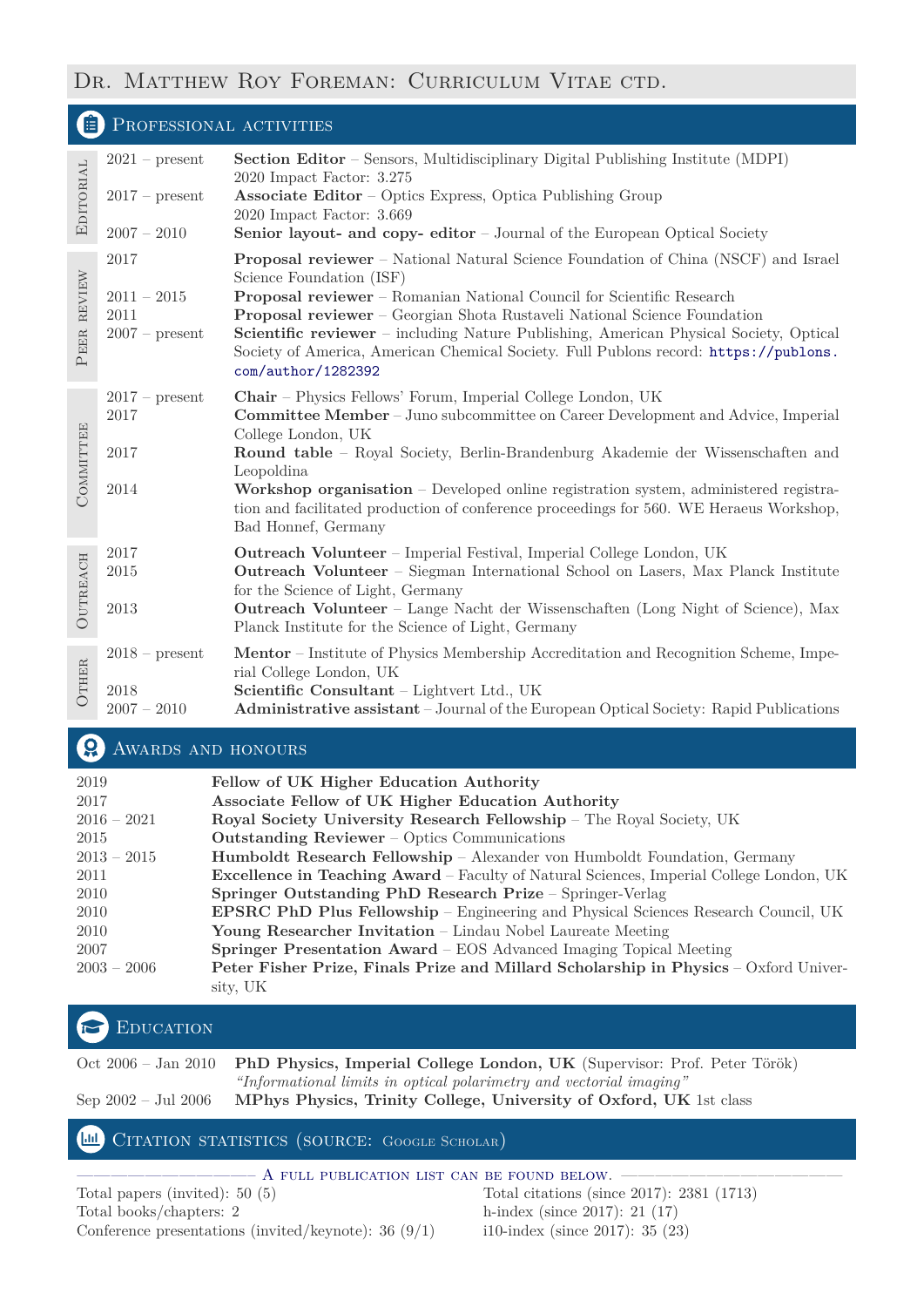# Dr. Matthew Roy Foreman: Curriculum Vitae ctd.

## Professional activities

### Editorial

| | | |
|---|---|---|
| Editorial | 2021 – present | **Section Editor** – Sensors, Multidisciplinary Digital Publishing Institute (MDPI) 2020 Impact Factor: 3.275 |
| | 2017 – present | **Associate Editor** – Optics Express, Optica Publishing Group 2020 Impact Factor: 3.669 |
| | 2007 – 2010 | **Senior layout- and copy- editor** – Journal of the European Optical Society |
| Peer review | 2017 | **Proposal reviewer** – National Natural Science Foundation of China (NSCF) and Israel Science Foundation (ISF) |
| | 2011 – 2015 | **Proposal reviewer** – Romanian National Council for Scientific Research |
| | 2011 | **Proposal reviewer** – Georgian Shota Rustaveli National Science Foundation |
| | 2007 – present | **Scientific reviewer** – including Nature Publishing, American Physical Society, Optical Society of America, American Chemical Society. Full Publons record: https://publons.com/author/1282392 |
| Committee | 2017 – present | **Chair** – Physics Fellows' Forum, Imperial College London, UK |
| | 2017 | **Committee Member** – Juno subcommittee on Career Development and Advice, Imperial College London, UK |
| | 2017 | **Round table** – Royal Society, Berlin-Brandenburg Akademie der Wissenschaften and Leopoldina |
| | 2014 | **Workshop organisation** – Developed online registration system, administered registration and facilitated production of conference proceedings for 560. WE Heraeus Workshop, Bad Honnef, Germany |
| Outreach | 2017 | **Outreach Volunteer** – Imperial Festival, Imperial College London, UK |
| | 2015 | **Outreach Volunteer** – Siegman International School on Lasers, Max Planck Institute for the Science of Light, Germany |
| | 2013 | **Outreach Volunteer** – Lange Nacht der Wissenschaften (Long Night of Science), Max Planck Institute for the Science of Light, Germany |
| Other | 2018 – present | **Mentor** – Institute of Physics Membership Accreditation and Recognition Scheme, Imperial College London, UK |
| | 2018 | **Scientific Consultant** – Lightvert Ltd., UK |
| | 2007 – 2010 | **Administrative assistant** – Journal of the European Optical Society: Rapid Publications |

## Awards and honours

| | |
|---|---|
| 2019 | **Fellow of UK Higher Education Authority** |
| 2017 | **Associate Fellow of UK Higher Education Authority** |
| 2016 – 2021 | **Royal Society University Research Fellowship** – The Royal Society, UK |
| 2015 | **Outstanding Reviewer** – Optics Communications |
| 2013 – 2015 | **Humboldt Research Fellowship** – Alexander von Humboldt Foundation, Germany |
| 2011 | **Excellence in Teaching Award** – Faculty of Natural Sciences, Imperial College London, UK |
| 2010 | **Springer Outstanding PhD Research Prize** – Springer-Verlag |
| 2010 | **EPSRC PhD Plus Fellowship** – Engineering and Physical Sciences Research Council, UK |
| 2010 | **Young Researcher Invitation** – Lindau Nobel Laureate Meeting |
| 2007 | **Springer Presentation Award** – EOS Advanced Imaging Topical Meeting |
| 2003 – 2006 | **Peter Fisher Prize, Finals Prize and Millard Scholarship in Physics** – Oxford University, UK |

## Education

| | |
|---|---|
| Oct 2006 – Jan 2010 | **PhD Physics, Imperial College London, UK** (Supervisor: Prof. Peter Török) *"Informational limits in optical polarimetry and vectorial imaging"* |
| Sep 2002 – Jul 2006 | **MPhys Physics, Trinity College, University of Oxford, UK** 1st class |

## Citation statistics (source: Google Scholar)

A full publication list can be found below.

Total papers (invited): 50 (5)
Total books/chapters: 2
Conference presentations (invited/keynote): 36 (9/1)
Total citations (since 2017): 2381 (1713)
h-index (since 2017): 21 (17)
i10-index (since 2017): 35 (23)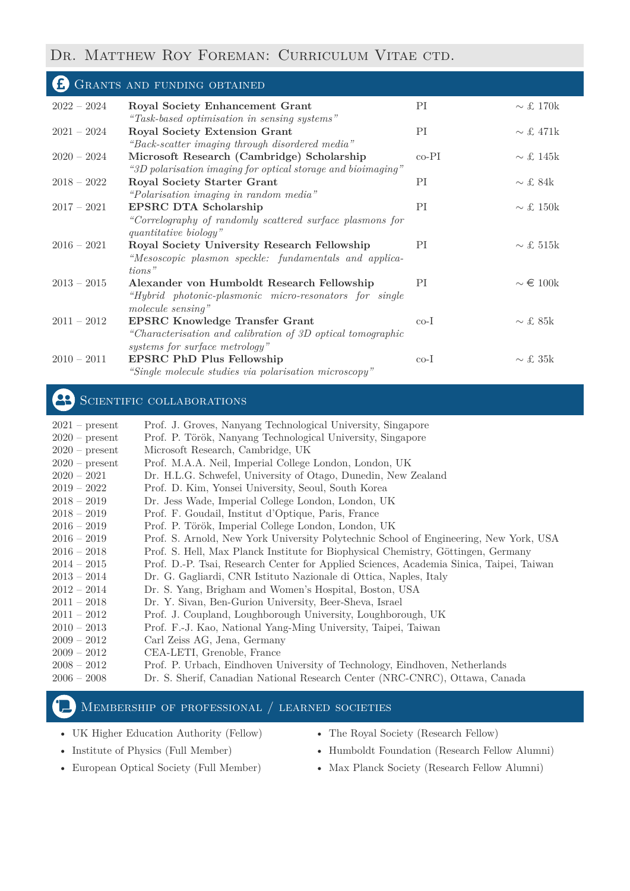# Dr. Matthew Roy Foreman: Curriculum Vitae ctd.

## Grants and funding obtained

| | | | |
|---|---|---|---|
| 2022 – 2024 | **Royal Society Enhancement Grant** *"Task-based optimisation in sensing systems"* | PI | ∼ £ 170k |
| 2021 – 2024 | **Royal Society Extension Grant** *"Back-scatter imaging through disordered media"* | PI | ∼ £ 471k |
| 2020 – 2024 | **Microsoft Research (Cambridge) Scholarship** *"3D polarisation imaging for optical storage and bioimaging"* | co-PI | ∼ £ 145k |
| 2018 – 2022 | **Royal Society Starter Grant** *"Polarisation imaging in random media"* | PI | ∼ £ 84k |
| 2017 – 2021 | **EPSRC DTA Scholarship** *"Correlography of randomly scattered surface plasmons for quantitative biology"* | PI | ∼ £ 150k |
| 2016 – 2021 | **Royal Society University Research Fellowship** *"Mesoscopic plasmon speckle: fundamentals and applications"* | PI | ∼ £ 515k |
| 2013 – 2015 | **Alexander von Humboldt Research Fellowship** *"Hybrid photonic-plasmonic micro-resonators for single molecule sensing"* | PI | ∼ € 100k |
| 2011 – 2012 | **EPSRC Knowledge Transfer Grant** *"Characterisation and calibration of 3D optical tomographic systems for surface metrology"* | co-I | ∼ £ 85k |
| 2010 – 2011 | **EPSRC PhD Plus Fellowship** *"Single molecule studies via polarisation microscopy"* | co-I | ∼ £ 35k |

## Scientific collaborations

| | |
|---|---|
| 2021 – present | Prof. J. Groves, Nanyang Technological University, Singapore |
| 2020 – present | Prof. P. Török, Nanyang Technological University, Singapore |
| 2020 – present | Microsoft Research, Cambridge, UK |
| 2020 – present | Prof. M.A.A. Neil, Imperial College London, London, UK |
| 2020 – 2021 | Dr. H.L.G. Schwefel, University of Otago, Dunedin, New Zealand |
| 2019 – 2022 | Prof. D. Kim, Yonsei University, Seoul, South Korea |
| 2018 – 2019 | Dr. Jess Wade, Imperial College London, London, UK |
| 2018 – 2019 | Prof. F. Goudail, Institut d'Optique, Paris, France |
| 2016 – 2019 | Prof. P. Török, Imperial College London, London, UK |
| 2016 – 2019 | Prof. S. Arnold, New York University Polytechnic School of Engineering, New York, USA |
| 2016 – 2018 | Prof. S. Hell, Max Planck Institute for Biophysical Chemistry, Göttingen, Germany |
| 2014 – 2015 | Prof. D.-P. Tsai, Research Center for Applied Sciences, Academia Sinica, Taipei, Taiwan |
| 2013 – 2014 | Dr. G. Gagliardi, CNR Istituto Nazionale di Ottica, Naples, Italy |
| 2012 – 2014 | Dr. S. Yang, Brigham and Women's Hospital, Boston, USA |
| 2011 – 2018 | Dr. Y. Sivan, Ben-Gurion University, Beer-Sheva, Israel |
| 2011 – 2012 | Prof. J. Coupland, Loughborough University, Loughborough, UK |
| 2010 – 2013 | Prof. F.-J. Kao, National Yang-Ming University, Taipei, Taiwan |
| 2009 – 2012 | Carl Zeiss AG, Jena, Germany |
| 2009 – 2012 | CEA-LETI, Grenoble, France |
| 2008 – 2012 | Prof. P. Urbach, Eindhoven University of Technology, Eindhoven, Netherlands |
| 2006 – 2008 | Dr. S. Sherif, Canadian National Research Center (NRC-CNRC), Ottawa, Canada |

## Membership of professional / learned societies

- UK Higher Education Authority (Fellow)
- Institute of Physics (Full Member)
- European Optical Society (Full Member)
- The Royal Society (Research Fellow)
- Humboldt Foundation (Research Fellow Alumni)
- Max Planck Society (Research Fellow Alumni)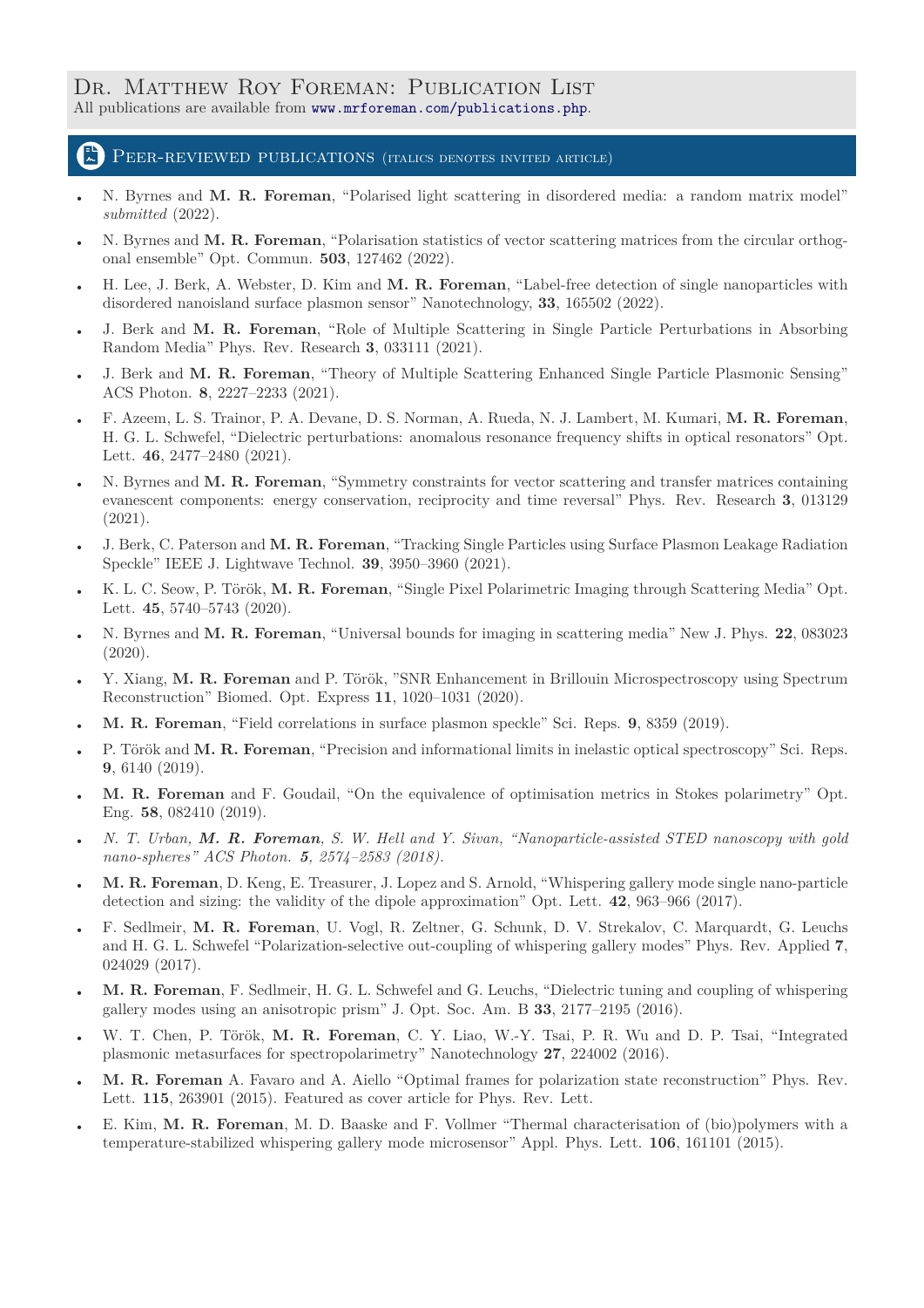# Dr. Matthew Roy Foreman: Publication List

All publications are available from www.mrforeman.com/publications.php.

## Peer-reviewed publications (italics denotes invited article)

- N. Byrnes and **M. R. Foreman**, "Polarised light scattering in disordered media: a random matrix model" *submitted* (2022).
- N. Byrnes and **M. R. Foreman**, "Polarisation statistics of vector scattering matrices from the circular orthogonal ensemble" Opt. Commun. **503**, 127462 (2022).
- H. Lee, J. Berk, A. Webster, D. Kim and **M. R. Foreman**, "Label-free detection of single nanoparticles with disordered nanoisland surface plasmon sensor" Nanotechnology, **33**, 165502 (2022).
- J. Berk and **M. R. Foreman**, "Role of Multiple Scattering in Single Particle Perturbations in Absorbing Random Media" Phys. Rev. Research **3**, 033111 (2021).
- J. Berk and **M. R. Foreman**, "Theory of Multiple Scattering Enhanced Single Particle Plasmonic Sensing" ACS Photon. **8**, 2227–2233 (2021).
- F. Azeem, L. S. Trainor, P. A. Devane, D. S. Norman, A. Rueda, N. J. Lambert, M. Kumari, **M. R. Foreman**, H. G. L. Schwefel, "Dielectric perturbations: anomalous resonance frequency shifts in optical resonators" Opt. Lett. **46**, 2477–2480 (2021).
- N. Byrnes and **M. R. Foreman**, "Symmetry constraints for vector scattering and transfer matrices containing evanescent components: energy conservation, reciprocity and time reversal" Phys. Rev. Research **3**, 013129 (2021).
- J. Berk, C. Paterson and **M. R. Foreman**, "Tracking Single Particles using Surface Plasmon Leakage Radiation Speckle" IEEE J. Lightwave Technol. **39**, 3950–3960 (2021).
- K. L. C. Seow, P. Török, **M. R. Foreman**, "Single Pixel Polarimetric Imaging through Scattering Media" Opt. Lett. **45**, 5740–5743 (2020).
- N. Byrnes and **M. R. Foreman**, "Universal bounds for imaging in scattering media" New J. Phys. **22**, 083023 (2020).
- Y. Xiang, **M. R. Foreman** and P. Török, "SNR Enhancement in Brillouin Microspectroscopy using Spectrum Reconstruction" Biomed. Opt. Express **11**, 1020–1031 (2020).
- **M. R. Foreman**, "Field correlations in surface plasmon speckle" Sci. Reps. **9**, 8359 (2019).
- P. Török and **M. R. Foreman**, "Precision and informational limits in inelastic optical spectroscopy" Sci. Reps. **9**, 6140 (2019).
- **M. R. Foreman** and F. Goudail, "On the equivalence of optimisation metrics in Stokes polarimetry" Opt. Eng. **58**, 082410 (2019).
- *N. T. Urban, **M. R. Foreman**, S. W. Hell and Y. Sivan, "Nanoparticle-assisted STED nanoscopy with gold nano-spheres" ACS Photon. **5**, 2574–2583 (2018).*
- **M. R. Foreman**, D. Keng, E. Treasurer, J. Lopez and S. Arnold, "Whispering gallery mode single nano-particle detection and sizing: the validity of the dipole approximation" Opt. Lett. **42**, 963–966 (2017).
- F. Sedlmeir, **M. R. Foreman**, U. Vogl, R. Zeltner, G. Schunk, D. V. Strekalov, C. Marquardt, G. Leuchs and H. G. L. Schwefel "Polarization-selective out-coupling of whispering gallery modes" Phys. Rev. Applied **7**, 024029 (2017).
- **M. R. Foreman**, F. Sedlmeir, H. G. L. Schwefel and G. Leuchs, "Dielectric tuning and coupling of whispering gallery modes using an anisotropic prism" J. Opt. Soc. Am. B **33**, 2177–2195 (2016).
- W. T. Chen, P. Török, **M. R. Foreman**, C. Y. Liao, W.-Y. Tsai, P. R. Wu and D. P. Tsai, "Integrated plasmonic metasurfaces for spectropolarimetry" Nanotechnology **27**, 224002 (2016).
- **M. R. Foreman** A. Favaro and A. Aiello "Optimal frames for polarization state reconstruction" Phys. Rev. Lett. **115**, 263901 (2015). Featured as cover article for Phys. Rev. Lett.
- E. Kim, **M. R. Foreman**, M. D. Baaske and F. Vollmer "Thermal characterisation of (bio)polymers with a temperature-stabilized whispering gallery mode microsensor" Appl. Phys. Lett. **106**, 161101 (2015).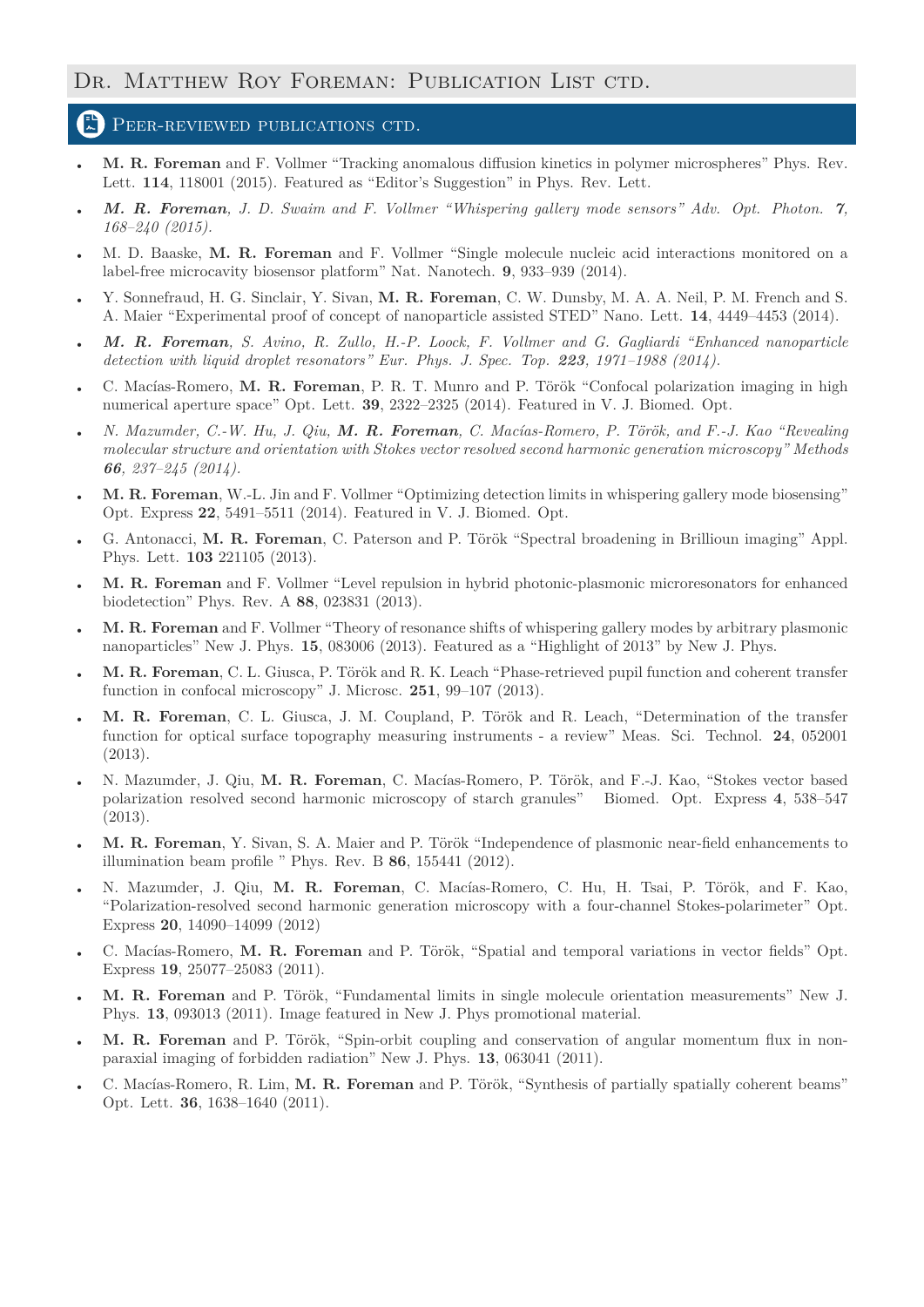# Dr. Matthew Roy Foreman: Publication List ctd.

## Peer-reviewed publications ctd.

- **M. R. Foreman** and F. Vollmer "Tracking anomalous diffusion kinetics in polymer microspheres" Phys. Rev. Lett. **114**, 118001 (2015). Featured as "Editor's Suggestion" in Phys. Rev. Lett.
- ***M. R. Foreman**, J. D. Swaim and F. Vollmer "Whispering gallery mode sensors" Adv. Opt. Photon. **7**, 168–240 (2015).*
- M. D. Baaske, **M. R. Foreman** and F. Vollmer "Single molecule nucleic acid interactions monitored on a label-free microcavity biosensor platform" Nat. Nanotech. **9**, 933–939 (2014).
- Y. Sonnefraud, H. G. Sinclair, Y. Sivan, **M. R. Foreman**, C. W. Dunsby, M. A. A. Neil, P. M. French and S. A. Maier "Experimental proof of concept of nanoparticle assisted STED" Nano. Lett. **14**, 4449–4453 (2014).
- ***M. R. Foreman**, S. Avino, R. Zullo, H.-P. Loock, F. Vollmer and G. Gagliardi "Enhanced nanoparticle detection with liquid droplet resonators" Eur. Phys. J. Spec. Top. **223**, 1971–1988 (2014).*
- C. Macías-Romero, **M. R. Foreman**, P. R. T. Munro and P. Török "Confocal polarization imaging in high numerical aperture space" Opt. Lett. **39**, 2322–2325 (2014). Featured in V. J. Biomed. Opt.
- *N. Mazumder, C.-W. Hu, J. Qiu, **M. R. Foreman**, C. Macías-Romero, P. Török, and F.-J. Kao "Revealing molecular structure and orientation with Stokes vector resolved second harmonic generation microscopy" Methods **66**, 237–245 (2014).*
- **M. R. Foreman**, W.-L. Jin and F. Vollmer "Optimizing detection limits in whispering gallery mode biosensing" Opt. Express **22**, 5491–5511 (2014). Featured in V. J. Biomed. Opt.
- G. Antonacci, **M. R. Foreman**, C. Paterson and P. Török "Spectral broadening in Brillioun imaging" Appl. Phys. Lett. **103** 221105 (2013).
- **M. R. Foreman** and F. Vollmer "Level repulsion in hybrid photonic-plasmonic microresonators for enhanced biodetection" Phys. Rev. A **88**, 023831 (2013).
- **M. R. Foreman** and F. Vollmer "Theory of resonance shifts of whispering gallery modes by arbitrary plasmonic nanoparticles" New J. Phys. **15**, 083006 (2013). Featured as a "Highlight of 2013" by New J. Phys.
- **M. R. Foreman**, C. L. Giusca, P. Török and R. K. Leach "Phase-retrieved pupil function and coherent transfer function in confocal microscopy" J. Microsc. **251**, 99–107 (2013).
- **M. R. Foreman**, C. L. Giusca, J. M. Coupland, P. Török and R. Leach, "Determination of the transfer function for optical surface topography measuring instruments - a review" Meas. Sci. Technol. **24**, 052001 (2013).
- N. Mazumder, J. Qiu, **M. R. Foreman**, C. Macías-Romero, P. Török, and F.-J. Kao, "Stokes vector based polarization resolved second harmonic microscopy of starch granules" Biomed. Opt. Express **4**, 538–547 (2013).
- **M. R. Foreman**, Y. Sivan, S. A. Maier and P. Török "Independence of plasmonic near-field enhancements to illumination beam profile " Phys. Rev. B **86**, 155441 (2012).
- N. Mazumder, J. Qiu, **M. R. Foreman**, C. Macías-Romero, C. Hu, H. Tsai, P. Török, and F. Kao, "Polarization-resolved second harmonic generation microscopy with a four-channel Stokes-polarimeter" Opt. Express **20**, 14090–14099 (2012)
- C. Macías-Romero, **M. R. Foreman** and P. Török, "Spatial and temporal variations in vector fields" Opt. Express **19**, 25077–25083 (2011).
- **M. R. Foreman** and P. Török, "Fundamental limits in single molecule orientation measurements" New J. Phys. **13**, 093013 (2011). Image featured in New J. Phys promotional material.
- **M. R. Foreman** and P. Török, "Spin-orbit coupling and conservation of angular momentum flux in non-paraxial imaging of forbidden radiation" New J. Phys. **13**, 063041 (2011).
- C. Macías-Romero, R. Lim, **M. R. Foreman** and P. Török, "Synthesis of partially spatially coherent beams" Opt. Lett. **36**, 1638–1640 (2011).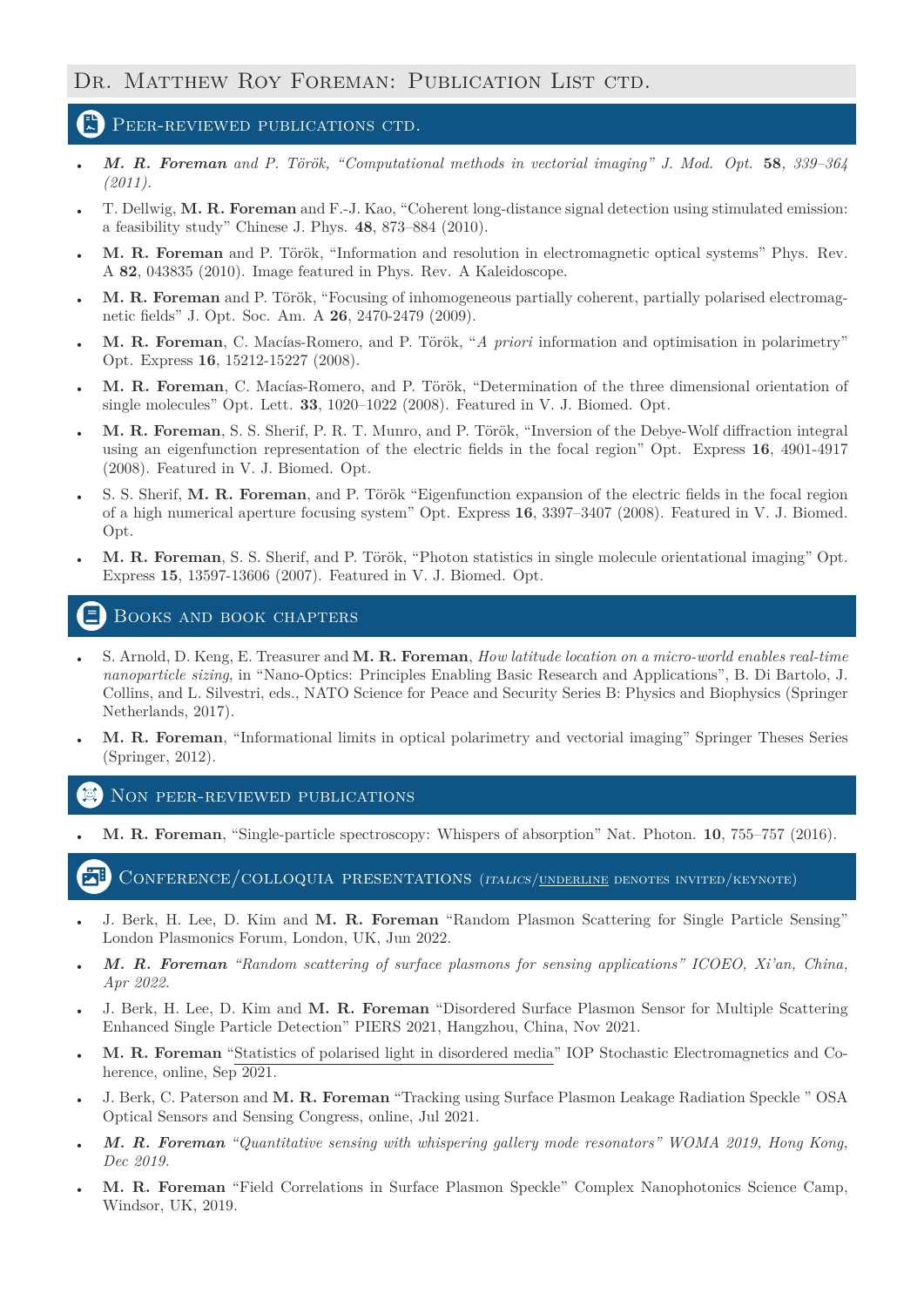# Dr. Matthew Roy Foreman: Publication List ctd.

## Peer-reviewed publications ctd.

- ***M. R. Foreman** and P. Török, "Computational methods in vectorial imaging" J. Mod. Opt. **58**, 339–364 (2011).*
- T. Dellwig, **M. R. Foreman** and F.-J. Kao, "Coherent long-distance signal detection using stimulated emission: a feasibility study" Chinese J. Phys. **48**, 873–884 (2010).
- **M. R. Foreman** and P. Török, "Information and resolution in electromagnetic optical systems" Phys. Rev. A **82**, 043835 (2010). Image featured in Phys. Rev. A Kaleidoscope.
- **M. R. Foreman** and P. Török, "Focusing of inhomogeneous partially coherent, partially polarised electromagnetic fields" J. Opt. Soc. Am. A **26**, 2470-2479 (2009).
- **M. R. Foreman**, C. Macías-Romero, and P. Török, "*A priori* information and optimisation in polarimetry" Opt. Express **16**, 15212-15227 (2008).
- **M. R. Foreman**, C. Macías-Romero, and P. Török, "Determination of the three dimensional orientation of single molecules" Opt. Lett. **33**, 1020–1022 (2008). Featured in V. J. Biomed. Opt.
- **M. R. Foreman**, S. S. Sherif, P. R. T. Munro, and P. Török, "Inversion of the Debye-Wolf diffraction integral using an eigenfunction representation of the electric fields in the focal region" Opt. Express **16**, 4901-4917 (2008). Featured in V. J. Biomed. Opt.
- S. S. Sherif, **M. R. Foreman**, and P. Török "Eigenfunction expansion of the electric fields in the focal region of a high numerical aperture focusing system" Opt. Express **16**, 3397–3407 (2008). Featured in V. J. Biomed. Opt.
- **M. R. Foreman**, S. S. Sherif, and P. Török, "Photon statistics in single molecule orientational imaging" Opt. Express **15**, 13597-13606 (2007). Featured in V. J. Biomed. Opt.

## Books and book chapters

- S. Arnold, D. Keng, E. Treasurer and **M. R. Foreman**, *How latitude location on a micro-world enables real-time nanoparticle sizing*, in "Nano-Optics: Principles Enabling Basic Research and Applications", B. Di Bartolo, J. Collins, and L. Silvestri, eds., NATO Science for Peace and Security Series B: Physics and Biophysics (Springer Netherlands, 2017).
- **M. R. Foreman**, "Informational limits in optical polarimetry and vectorial imaging" Springer Theses Series (Springer, 2012).

## Non peer-reviewed publications

- **M. R. Foreman**, "Single-particle spectroscopy: Whispers of absorption" Nat. Photon. **10**, 755–757 (2016).

## Conference/colloquia presentations (*italics*/<u>underline</u> denotes invited/keynote)

- J. Berk, H. Lee, D. Kim and **M. R. Foreman** "Random Plasmon Scattering for Single Particle Sensing" London Plasmonics Forum, London, UK, Jun 2022.
- ***M. R. Foreman** "Random scattering of surface plasmons for sensing applications" ICOEO, Xi'an, China, Apr 2022.*
- J. Berk, H. Lee, D. Kim and **M. R. Foreman** "Disordered Surface Plasmon Sensor for Multiple Scattering Enhanced Single Particle Detection" PIERS 2021, Hangzhou, China, Nov 2021.
- **M. R. Foreman** "<u>Statistics of polarised light in disordered media</u>" IOP Stochastic Electromagnetics and Coherence, online, Sep 2021.
- J. Berk, C. Paterson and **M. R. Foreman** "Tracking using Surface Plasmon Leakage Radiation Speckle " OSA Optical Sensors and Sensing Congress, online, Jul 2021.
- ***M. R. Foreman** "Quantitative sensing with whispering gallery mode resonators" WOMA 2019, Hong Kong, Dec 2019.*
- **M. R. Foreman** "Field Correlations in Surface Plasmon Speckle" Complex Nanophotonics Science Camp, Windsor, UK, 2019.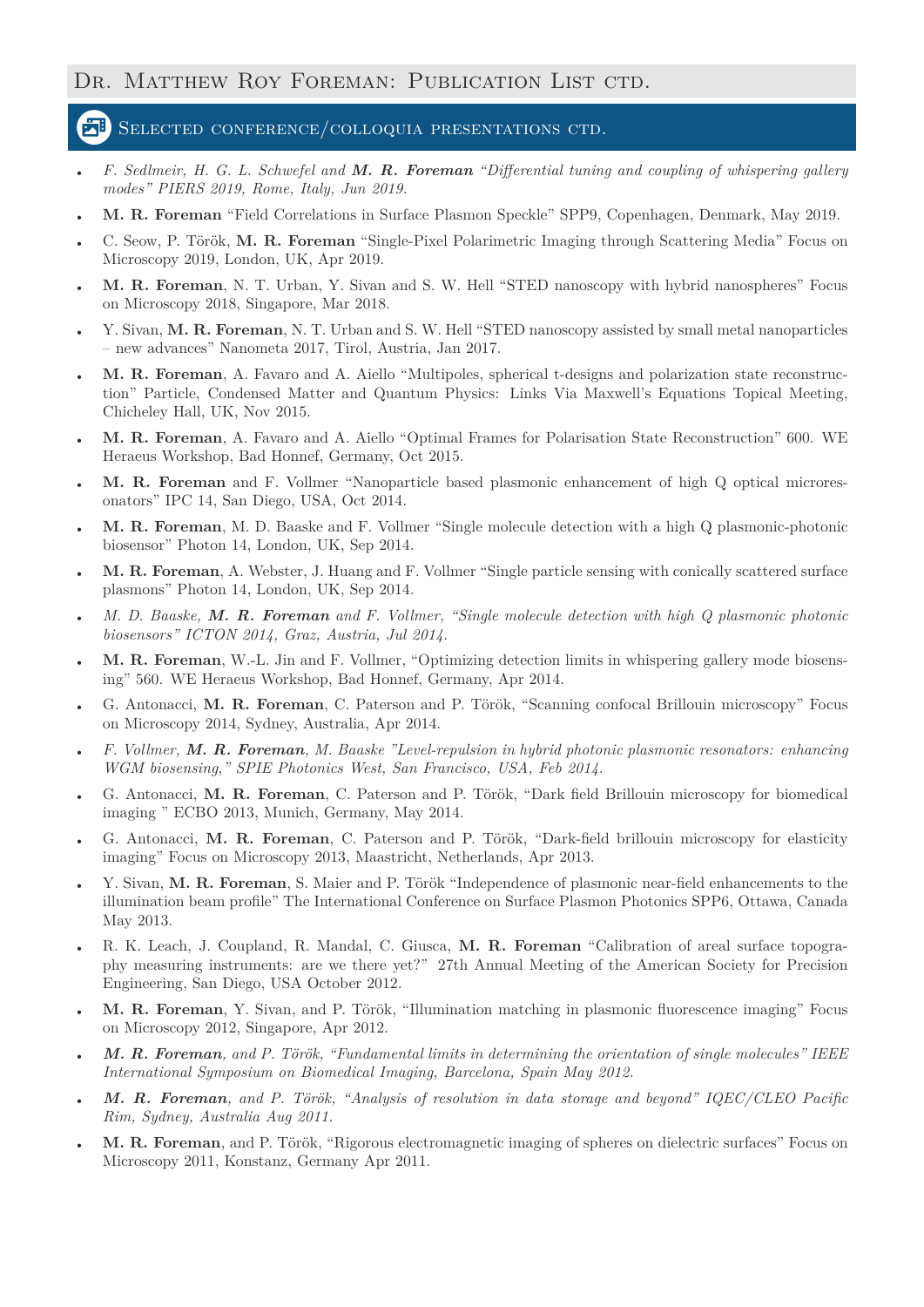## Selected conference/colloquia presentations ctd.

- *F. Sedlmeir, H. G. L. Schwefel and* ***M. R. Foreman*** *"Differential tuning and coupling of whispering gallery modes" PIERS 2019, Rome, Italy, Jun 2019.*
- **M. R. Foreman** "Field Correlations in Surface Plasmon Speckle" SPP9, Copenhagen, Denmark, May 2019.
- C. Seow, P. Török, **M. R. Foreman** "Single-Pixel Polarimetric Imaging through Scattering Media" Focus on Microscopy 2019, London, UK, Apr 2019.
- **M. R. Foreman**, N. T. Urban, Y. Sivan and S. W. Hell "STED nanoscopy with hybrid nanospheres" Focus on Microscopy 2018, Singapore, Mar 2018.
- Y. Sivan, **M. R. Foreman**, N. T. Urban and S. W. Hell "STED nanoscopy assisted by small metal nanoparticles – new advances" Nanometa 2017, Tirol, Austria, Jan 2017.
- **M. R. Foreman**, A. Favaro and A. Aiello "Multipoles, spherical t-designs and polarization state reconstruction" Particle, Condensed Matter and Quantum Physics: Links Via Maxwell's Equations Topical Meeting, Chicheley Hall, UK, Nov 2015.
- **M. R. Foreman**, A. Favaro and A. Aiello "Optimal Frames for Polarisation State Reconstruction" 600. WE Heraeus Workshop, Bad Honnef, Germany, Oct 2015.
- **M. R. Foreman** and F. Vollmer "Nanoparticle based plasmonic enhancement of high Q optical microresonators" IPC 14, San Diego, USA, Oct 2014.
- **M. R. Foreman**, M. D. Baaske and F. Vollmer "Single molecule detection with a high Q plasmonic-photonic biosensor" Photon 14, London, UK, Sep 2014.
- **M. R. Foreman**, A. Webster, J. Huang and F. Vollmer "Single particle sensing with conically scattered surface plasmons" Photon 14, London, UK, Sep 2014.
- *M. D. Baaske,* ***M. R. Foreman*** *and F. Vollmer, "Single molecule detection with high Q plasmonic photonic biosensors" ICTON 2014, Graz, Austria, Jul 2014.*
- **M. R. Foreman**, W.-L. Jin and F. Vollmer, "Optimizing detection limits in whispering gallery mode biosensing" 560. WE Heraeus Workshop, Bad Honnef, Germany, Apr 2014.
- G. Antonacci, **M. R. Foreman**, C. Paterson and P. Török, "Scanning confocal Brillouin microscopy" Focus on Microscopy 2014, Sydney, Australia, Apr 2014.
- *F. Vollmer,* ***M. R. Foreman****, M. Baaske "Level-repulsion in hybrid photonic plasmonic resonators: enhancing WGM biosensing," SPIE Photonics West, San Francisco, USA, Feb 2014.*
- G. Antonacci, **M. R. Foreman**, C. Paterson and P. Török, "Dark field Brillouin microscopy for biomedical imaging " ECBO 2013, Munich, Germany, May 2014.
- G. Antonacci, **M. R. Foreman**, C. Paterson and P. Török, "Dark-field brillouin microscopy for elasticity imaging" Focus on Microscopy 2013, Maastricht, Netherlands, Apr 2013.
- Y. Sivan, **M. R. Foreman**, S. Maier and P. Török "Independence of plasmonic near-field enhancements to the illumination beam profile" The International Conference on Surface Plasmon Photonics SPP6, Ottawa, Canada May 2013.
- R. K. Leach, J. Coupland, R. Mandal, C. Giusca, **M. R. Foreman** "Calibration of areal surface topography measuring instruments: are we there yet?" 27th Annual Meeting of the American Society for Precision Engineering, San Diego, USA October 2012.
- **M. R. Foreman**, Y. Sivan, and P. Török, "Illumination matching in plasmonic fluorescence imaging" Focus on Microscopy 2012, Singapore, Apr 2012.
- ***M. R. Foreman****, and P. Török, "Fundamental limits in determining the orientation of single molecules" IEEE International Symposium on Biomedical Imaging, Barcelona, Spain May 2012.*
- ***M. R. Foreman****, and P. Török, "Analysis of resolution in data storage and beyond" IQEC/CLEO Pacific Rim, Sydney, Australia Aug 2011.*
- **M. R. Foreman**, and P. Török, "Rigorous electromagnetic imaging of spheres on dielectric surfaces" Focus on Microscopy 2011, Konstanz, Germany Apr 2011.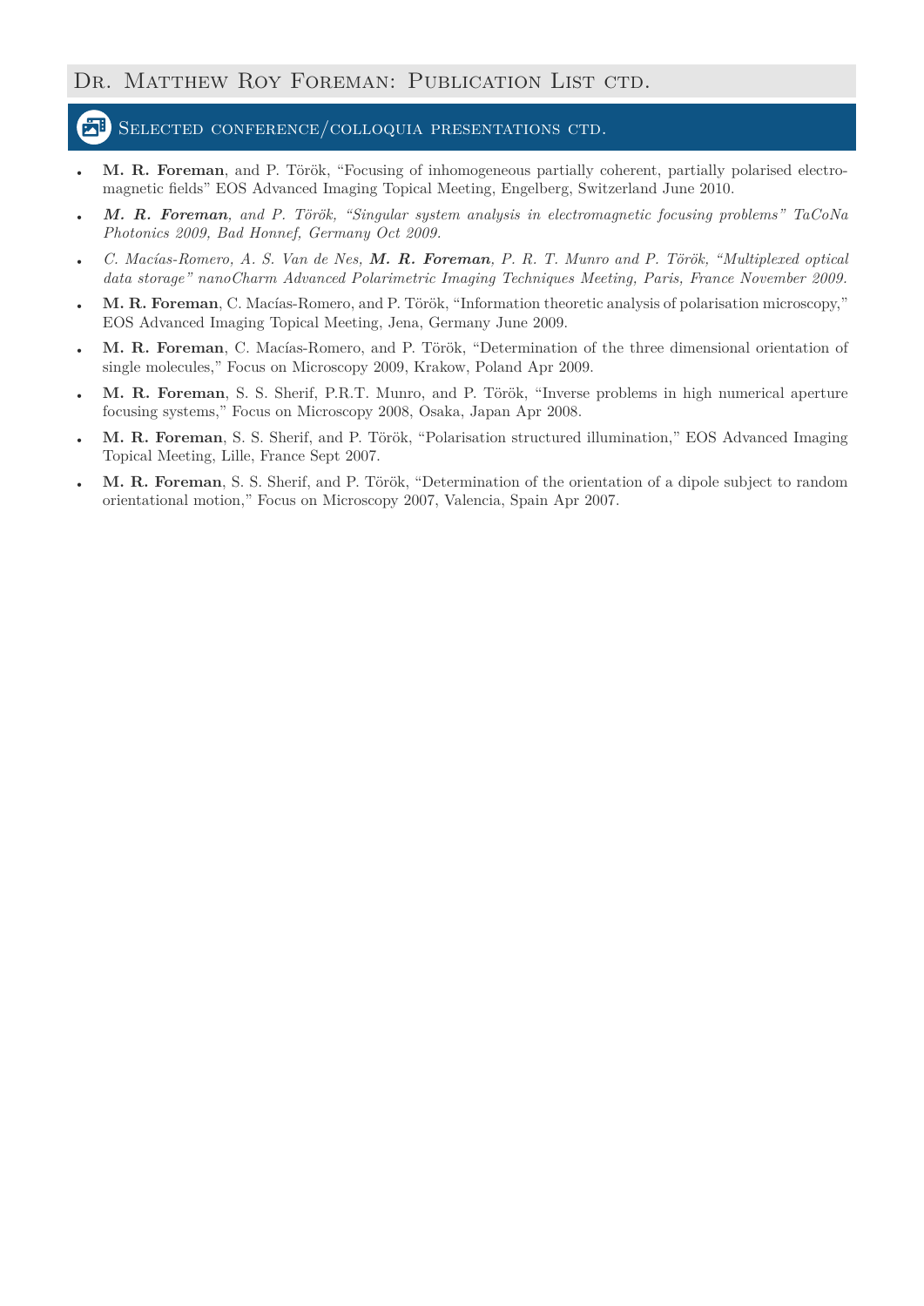## Selected conference/colloquia presentations ctd.

- **M. R. Foreman**, and P. Török, "Focusing of inhomogeneous partially coherent, partially polarised electromagnetic fields" EOS Advanced Imaging Topical Meeting, Engelberg, Switzerland June 2010.
- ***M. R. Foreman**, and P. Török, "Singular system analysis in electromagnetic focusing problems" TaCoNa Photonics 2009, Bad Honnef, Germany Oct 2009.*
- *C. Macías-Romero, A. S. Van de Nes, **M. R. Foreman**, P. R. T. Munro and P. Török, "Multiplexed optical data storage" nanoCharm Advanced Polarimetric Imaging Techniques Meeting, Paris, France November 2009.*
- **M. R. Foreman**, C. Macías-Romero, and P. Török, "Information theoretic analysis of polarisation microscopy," EOS Advanced Imaging Topical Meeting, Jena, Germany June 2009.
- **M. R. Foreman**, C. Macías-Romero, and P. Török, "Determination of the three dimensional orientation of single molecules," Focus on Microscopy 2009, Krakow, Poland Apr 2009.
- **M. R. Foreman**, S. S. Sherif, P.R.T. Munro, and P. Török, "Inverse problems in high numerical aperture focusing systems," Focus on Microscopy 2008, Osaka, Japan Apr 2008.
- **M. R. Foreman**, S. S. Sherif, and P. Török, "Polarisation structured illumination," EOS Advanced Imaging Topical Meeting, Lille, France Sept 2007.
- **M. R. Foreman**, S. S. Sherif, and P. Török, "Determination of the orientation of a dipole subject to random orientational motion," Focus on Microscopy 2007, Valencia, Spain Apr 2007.